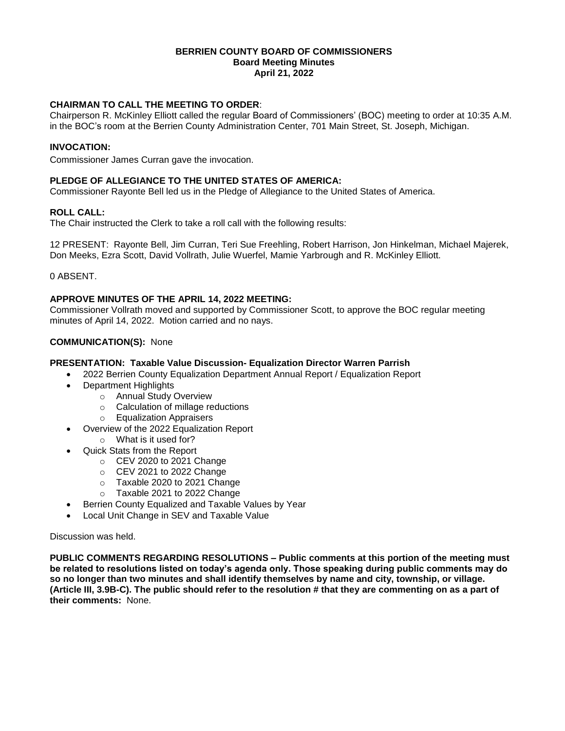# BERRIEN COUNTY BOARD OF COMMISSIONERS
## Board Meeting Minutes
## April 21, 2022

**CHAIRMAN TO CALL THE MEETING TO ORDER**:
Chairperson R. McKinley Elliott called the regular Board of Commissioners' (BOC) meeting to order at 10:35 A.M. in the BOC's room at the Berrien County Administration Center, 701 Main Street, St. Joseph, Michigan.

**INVOCATION:**
Commissioner James Curran gave the invocation.

**PLEDGE OF ALLEGIANCE TO THE UNITED STATES OF AMERICA:**
Commissioner Rayonte Bell led us in the Pledge of Allegiance to the United States of America.

**ROLL CALL:**
The Chair instructed the Clerk to take a roll call with the following results:

12 PRESENT: Rayonte Bell, Jim Curran, Teri Sue Freehling, Robert Harrison, Jon Hinkelman, Michael Majerek, Don Meeks, Ezra Scott, David Vollrath, Julie Wuerfel, Mamie Yarbrough and R. McKinley Elliott.

0 ABSENT.

**APPROVE MINUTES OF THE APRIL 14, 2022 MEETING:**
Commissioner Vollrath moved and supported by Commissioner Scott, to approve the BOC regular meeting minutes of April 14, 2022. Motion carried and no nays.

**COMMUNICATION(S):** None

**PRESENTATION: Taxable Value Discussion- Equalization Director Warren Parrish**

- 2022 Berrien County Equalization Department Annual Report / Equalization Report
- Department Highlights
  - Annual Study Overview
  - Calculation of millage reductions
  - Equalization Appraisers
- Overview of the 2022 Equalization Report
  - What is it used for?
- Quick Stats from the Report
  - CEV 2020 to 2021 Change
  - CEV 2021 to 2022 Change
  - Taxable 2020 to 2021 Change
  - Taxable 2021 to 2022 Change
- Berrien County Equalized and Taxable Values by Year
- Local Unit Change in SEV and Taxable Value

Discussion was held.

**PUBLIC COMMENTS REGARDING RESOLUTIONS – Public comments at this portion of the meeting must be related to resolutions listed on today's agenda only. Those speaking during public comments may do so no longer than two minutes and shall identify themselves by name and city, township, or village. (Article III, 3.9B-C). The public should refer to the resolution # that they are commenting on as a part of their comments:** None.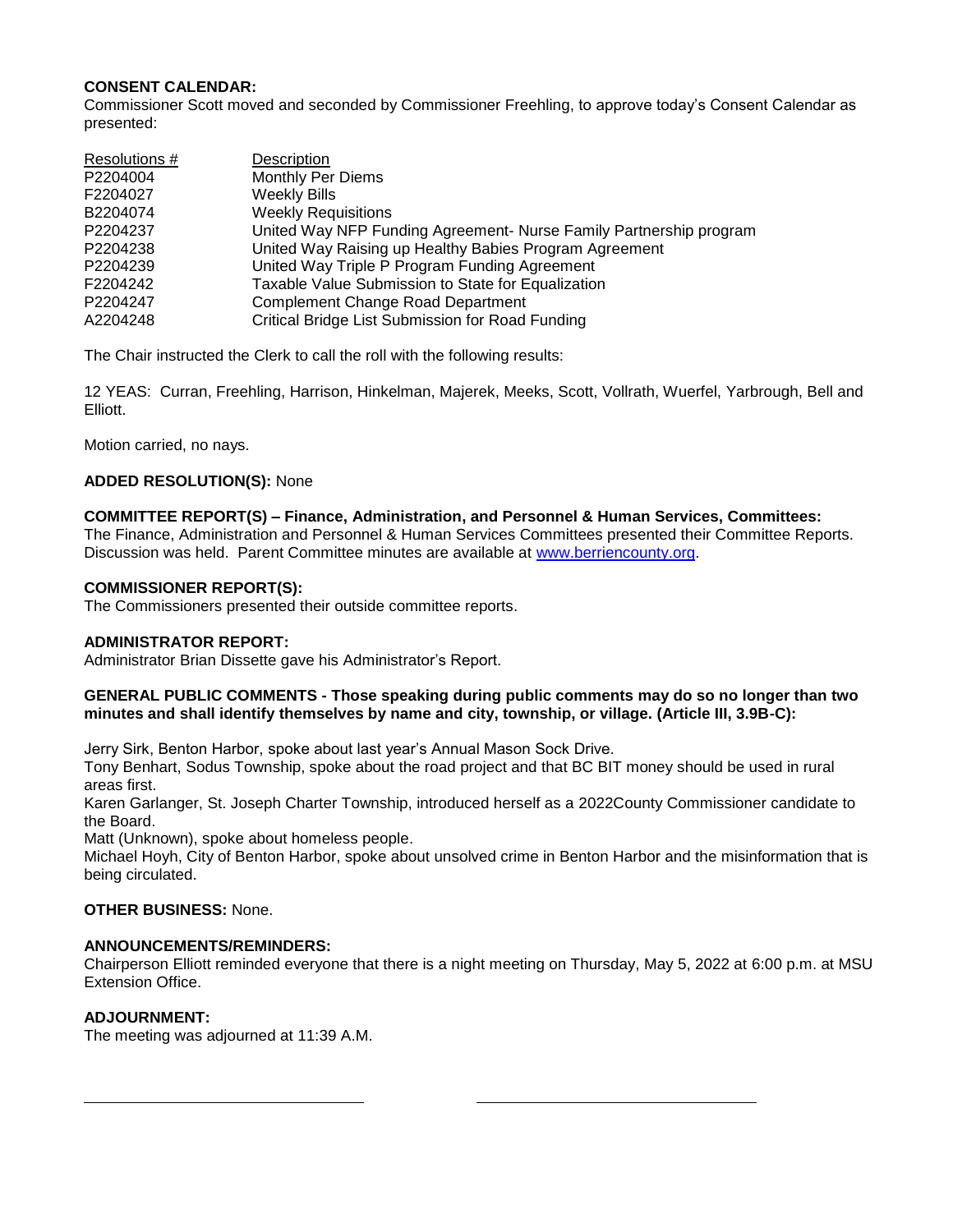**CONSENT CALENDAR:**
Commissioner Scott moved and seconded by Commissioner Freehling, to approve today's Consent Calendar as presented:

| Resolutions # | Description |
|---|---|
| P2204004 | Monthly Per Diems |
| F2204027 | Weekly Bills |
| B2204074 | Weekly Requisitions |
| P2204237 | United Way NFP Funding Agreement- Nurse Family Partnership program |
| P2204238 | United Way Raising up Healthy Babies Program Agreement |
| P2204239 | United Way Triple P Program Funding Agreement |
| F2204242 | Taxable Value Submission to State for Equalization |
| P2204247 | Complement Change Road Department |
| A2204248 | Critical Bridge List Submission for Road Funding |

The Chair instructed the Clerk to call the roll with the following results:

12 YEAS: Curran, Freehling, Harrison, Hinkelman, Majerek, Meeks, Scott, Vollrath, Wuerfel, Yarbrough, Bell and Elliott.

Motion carried, no nays.

**ADDED RESOLUTION(S):** None

**COMMITTEE REPORT(S) – Finance, Administration, and Personnel & Human Services, Committees:**
The Finance, Administration and Personnel & Human Services Committees presented their Committee Reports. Discussion was held. Parent Committee minutes are available at www.berriencounty.org.

**COMMISSIONER REPORT(S):**
The Commissioners presented their outside committee reports.

**ADMINISTRATOR REPORT:**
Administrator Brian Dissette gave his Administrator's Report.

**GENERAL PUBLIC COMMENTS - Those speaking during public comments may do so no longer than two minutes and shall identify themselves by name and city, township, or village. (Article III, 3.9B-C):**

Jerry Sirk, Benton Harbor, spoke about last year's Annual Mason Sock Drive.
Tony Benhart, Sodus Township, spoke about the road project and that BC BIT money should be used in rural areas first.
Karen Garlanger, St. Joseph Charter Township, introduced herself as a 2022County Commissioner candidate to the Board.
Matt (Unknown), spoke about homeless people.
Michael Hoyh, City of Benton Harbor, spoke about unsolved crime in Benton Harbor and the misinformation that is being circulated.

**OTHER BUSINESS:** None.

**ANNOUNCEMENTS/REMINDERS:**
Chairperson Elliott reminded everyone that there is a night meeting on Thursday, May 5, 2022 at 6:00 p.m. at MSU Extension Office.

**ADJOURNMENT:**
The meeting was adjourned at 11:39 A.M.

\_\_\_\_\_\_\_\_\_\_\_\_\_\_\_\_\_\_\_\_\_\_\_\_\_\_\_\_\_\_ \_\_\_\_\_\_\_\_\_\_\_\_\_\_\_\_\_\_\_\_\_\_\_\_\_\_\_\_\_\_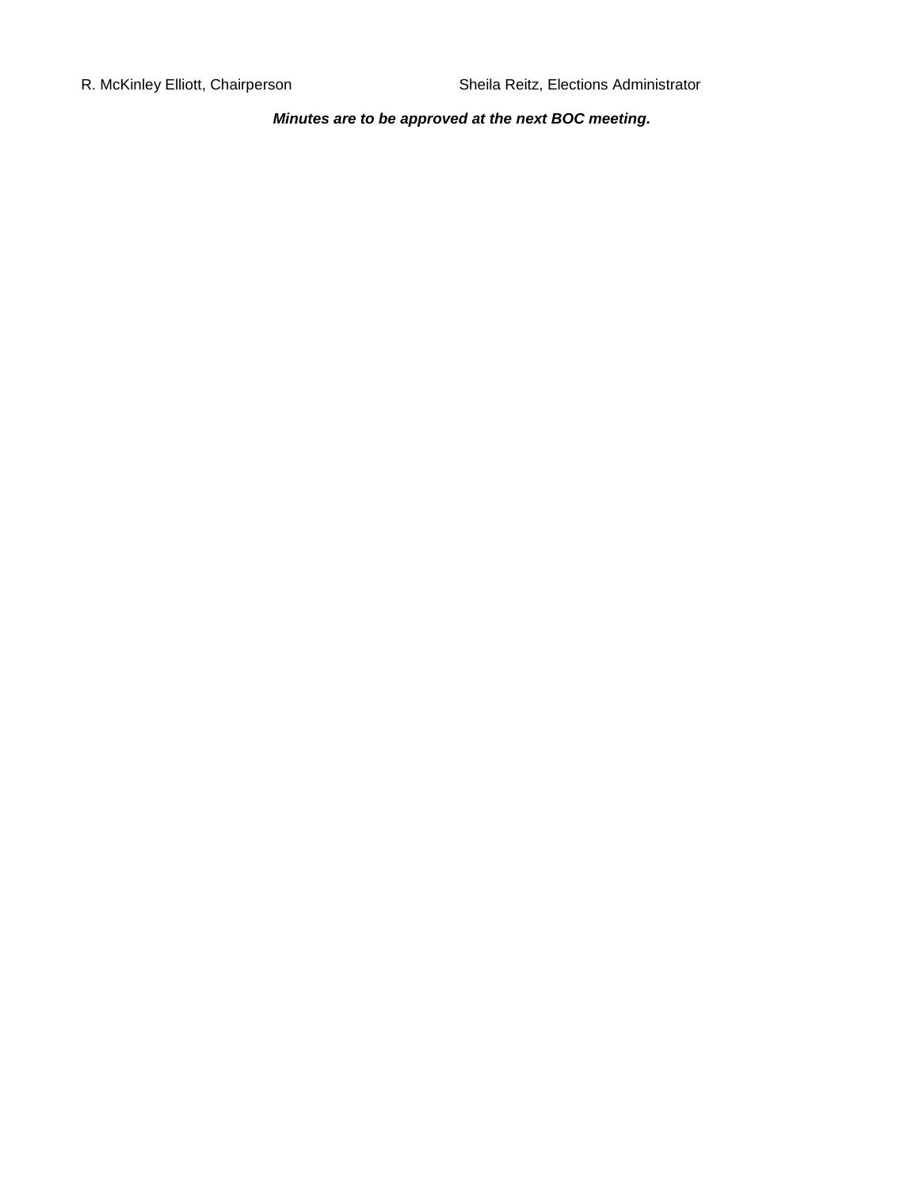R. McKinley Elliott, Chairperson

Sheila Reitz, Elections Administrator

***Minutes are to be approved at the next BOC meeting.***